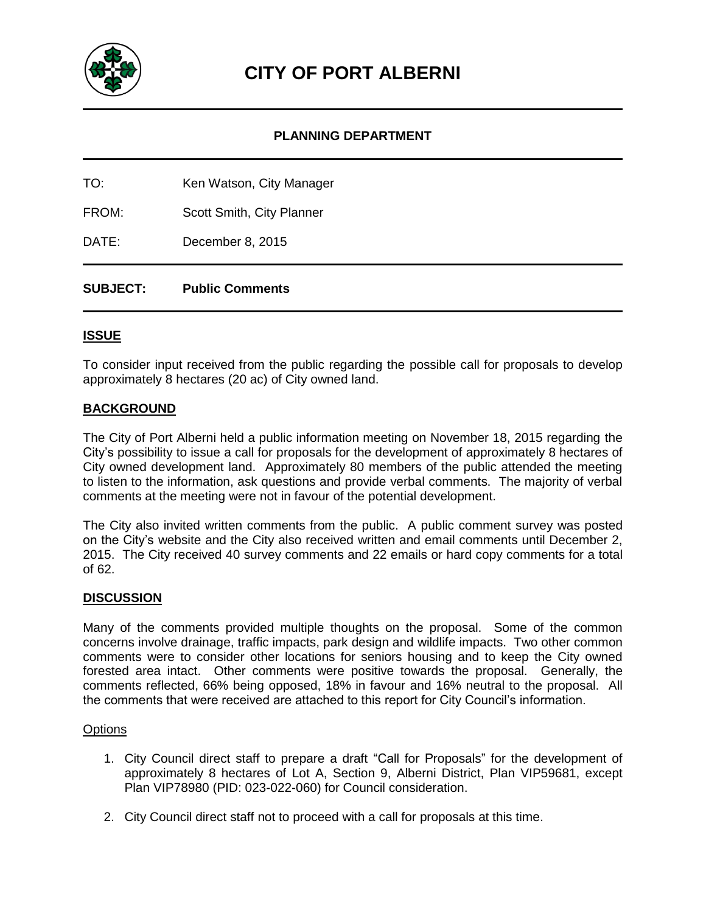# CITY OF PORT ALBERNI

## PLANNING DEPARTMENT

TO: Ken Watson, City Manager

FROM: Scott Smith, City Planner

DATE: December 8, 2015

**SUBJECT: Public Comments**

### ISSUE

To consider input received from the public regarding the possible call for proposals to develop approximately 8 hectares (20 ac) of City owned land.

### BACKGROUND

The City of Port Alberni held a public information meeting on November 18, 2015 regarding the City's possibility to issue a call for proposals for the development of approximately 8 hectares of City owned development land. Approximately 80 members of the public attended the meeting to listen to the information, ask questions and provide verbal comments. The majority of verbal comments at the meeting were not in favour of the potential development.

The City also invited written comments from the public. A public comment survey was posted on the City's website and the City also received written and email comments until December 2, 2015. The City received 40 survey comments and 22 emails or hard copy comments for a total of 62.

### DISCUSSION

Many of the comments provided multiple thoughts on the proposal. Some of the common concerns involve drainage, traffic impacts, park design and wildlife impacts. Two other common comments were to consider other locations for seniors housing and to keep the City owned forested area intact. Other comments were positive towards the proposal. Generally, the comments reflected, 66% being opposed, 18% in favour and 16% neutral to the proposal. All the comments that were received are attached to this report for City Council's information.

#### Options

1. City Council direct staff to prepare a draft "Call for Proposals" for the development of approximately 8 hectares of Lot A, Section 9, Alberni District, Plan VIP59681, except Plan VIP78980 (PID: 023-022-060) for Council consideration.
2. City Council direct staff not to proceed with a call for proposals at this time.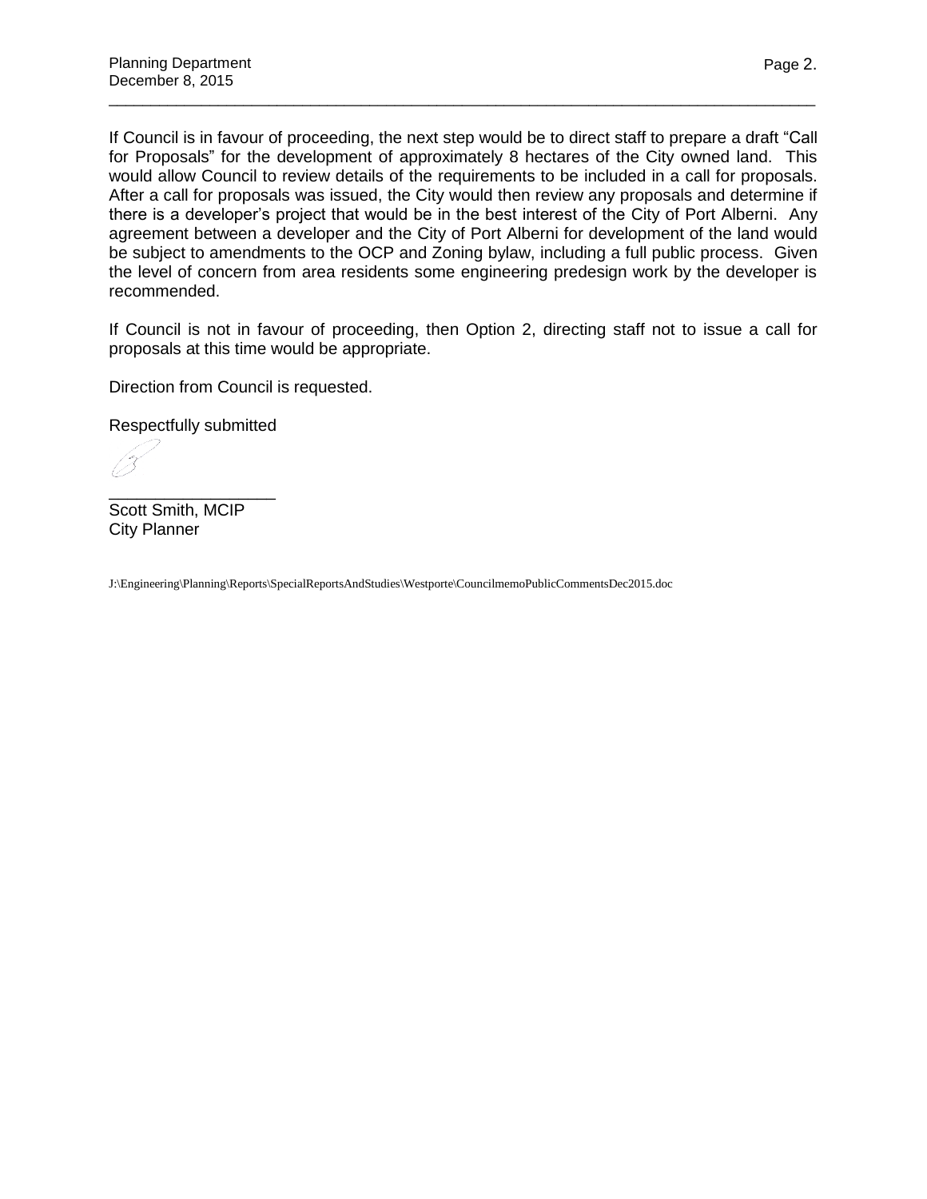If Council is in favour of proceeding, the next step would be to direct staff to prepare a draft "Call for Proposals" for the development of approximately 8 hectares of the City owned land. This would allow Council to review details of the requirements to be included in a call for proposals. After a call for proposals was issued, the City would then review any proposals and determine if there is a developer's project that would be in the best interest of the City of Port Alberni. Any agreement between a developer and the City of Port Alberni for development of the land would be subject to amendments to the OCP and Zoning bylaw, including a full public process. Given the level of concern from area residents some engineering predesign work by the developer is recommended.

If Council is not in favour of proceeding, then Option 2, directing staff not to issue a call for proposals at this time would be appropriate.

Direction from Council is requested.

Respectfully submitted

Scott Smith, MCIP
City Planner

J:\Engineering\Planning\Reports\SpecialReportsAndStudies\Westporte\CouncilmemoPublicCommentsDec2015.doc